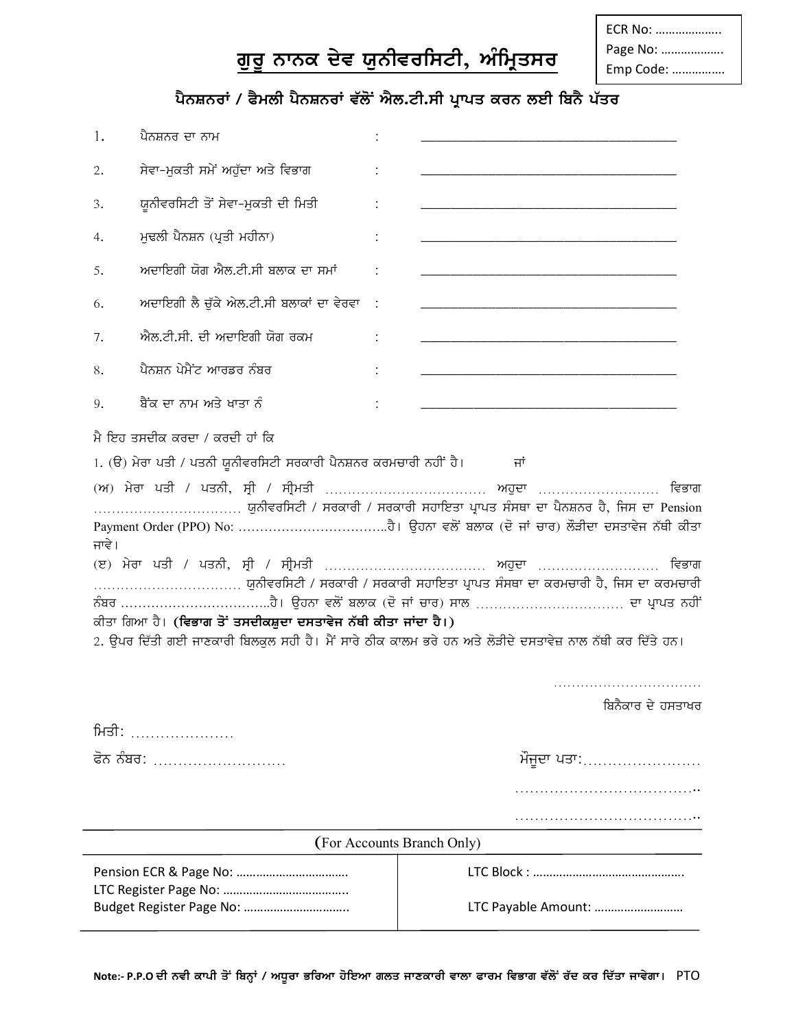ECR No: ………………..
Page No: ……………….
Emp Code: …………….

# ਗੁਰੂ ਨਾਨਕ ਦੇਵ ਯੂਨੀਵਰਸਿਟੀ, ਅੰਮ੍ਰਿਤਸਰ

## ਪੈਨਸ਼ਨਰਾਂ / ਫੈਮਲੀ ਪੈਨਸ਼ਨਰਾਂ ਵੱਲੋਂ ਐਲ.ਟੀ.ਸੀ ਪ੍ਰਾਪਤ ਕਰਨ ਲਈ ਬਿਨੈ ਪੱਤਰ

1. ਪੈਨਸ਼ਨਰ ਦਾ ਨਾਮ : ________________________________________
2. ਸੇਵਾ-ਮੁਕਤੀ ਸਮੇਂ ਅਹੁੱਦਾ ਅਤੇ ਵਿਭਾਗ : ________________________________________
3. ਯੂਨੀਵਰਸਿਟੀ ਤੋਂ ਸੇਵਾ-ਮੁਕਤੀ ਦੀ ਮਿਤੀ : ________________________________________
4. ਮੁਢਲੀ ਪੈਨਸ਼ਨ (ਪ੍ਰਤੀ ਮਹੀਨਾ) : ________________________________________
5. ਅਦਾਇਗੀ ਯੋਗ ਐਲ.ਟੀ.ਸੀ ਬਲਾਕ ਦਾ ਸਮਾਂ : ________________________________________
6. ਅਦਾਇਗੀ ਲੈ ਚੁੱਕੇ ਐਲ.ਟੀ.ਸੀ ਬਲਾਕਾਂ ਦਾ ਵੇਰਵਾ : ________________________________________
7. ਐਲ.ਟੀ.ਸੀ. ਦੀ ਅਦਾਇਗੀ ਯੋਗ ਰਕਮ : ________________________________________
8. ਪੈਨਸ਼ਨ ਪੇਮੈਂਟ ਆਰਡਰ ਨੰਬਰ : ________________________________________
9. ਬੈਂਕ ਦਾ ਨਾਮ ਅਤੇ ਖਾਤਾ ਨੰ : ________________________________________

ਮੈ ਇਹ ਤਸਦੀਕ ਕਰਦਾ / ਕਰਦੀ ਹਾਂ ਕਿ

1. (ੳ) ਮੇਰਾ ਪਤੀ / ਪਤਨੀ ਯੂਨੀਵਰਸਿਟੀ ਸਰਕਾਰੀ ਪੈਨਸ਼ਨਰ ਕਰਮਚਾਰੀ ਨਹੀਂ ਹੈ। ਜਾਂ

(ਅ) ਮੇਰਾ ਪਤੀ / ਪਤਨੀ, ਸ੍ਰੀ / ਸ੍ਰੀਮਤੀ ……………………………… ਅਹੁਦਾ ……………………… ਵਿਭਾਗ ……………………………… ਯੂਨੀਵਰਸਿਟੀ / ਸਰਕਾਰੀ / ਸਰਕਾਰੀ ਸਹਾਇਤਾ ਪ੍ਰਾਪਤ ਸੰਸਥਾ ਦਾ ਪੈਨਸ਼ਨਰ ਹੈ, ਜਿਸ ਦਾ Pension Payment Order (PPO) No: ……………………………..ਹੈ। ਉਹਨਾ ਵਲੋਂ ਬਲਾਕ (ਦੋ ਜਾਂ ਚਾਰ) ਲੋੜੀਦਾ ਦਸਤਾਵੇਜ ਨੱਥੀ ਕੀਤਾ ਜਾਵੇ।

(ੲ) ਮੇਰਾ ਪਤੀ / ਪਤਨੀ, ਸ੍ਰੀ / ਸ੍ਰੀਮਤੀ ……………………………… ਅਹੁਦਾ ……………………… ਵਿਭਾਗ ……………………………… ਯੂਨੀਵਰਸਿਟੀ / ਸਰਕਾਰੀ / ਸਰਕਾਰੀ ਸਹਾਇਤਾ ਪ੍ਰਾਪਤ ਸੰਸਥਾ ਦਾ ਕਰਮਚਾਰੀ ਹੈ, ਜਿਸ ਦਾ ਕਰਮਚਾਰੀ ਨੰਬਰ ……………………………..ਹੈ। ਉਹਨਾ ਵਲੋਂ ਬਲਾਕ (ਦੋ ਜਾਂ ਚਾਰ) ਸਾਲ ……………………………. ਦਾ ਪ੍ਰਾਪਤ ਨਹੀਂ ਕੀਤਾ ਗਿਆ ਹੈ। **(ਵਿਭਾਗ ਤੋਂ ਤਸਦੀਕਸ਼ੁਦਾ ਦਸਤਾਵੇਜ ਨੱਥੀ ਕੀਤਾ ਜਾਂਦਾ ਹੈ।)**

2. ਉਪਰ ਦਿੱਤੀ ਗਈ ਜਾਣਕਾਰੀ ਬਿਲਕੁਲ ਸਹੀ ਹੈ। ਮੈਂ ਸਾਰੇ ਠੀਕ ਕਾਲਮ ਭਰੇ ਹਨ ਅਤੇ ਲੋੜੀਦੇ ਦਸਤਾਵੇਜ਼ ਨਾਲ ਨੱਥੀ ਕਰ ਦਿੱਤੇ ਹਨ।

……………………………
ਬਿਨੈਕਾਰ ਦੇ ਹਸਤਾਖਰ

ਮਿਤੀ: …………………

ਫੋਨ ਨੰਬਰ: ………………………

ਮੌਜੂਦਾ ਪਤਾ:……………………
………………………………..
………………………………..

(For Accounts Branch Only)

| | |
|---|---|
| Pension ECR & Page No: …………………………… | LTC Block : ……………………………………… |
| LTC Register Page No: ……………………………… | |
| Budget Register Page No: ………………………… | LTC Payable Amount: ……………………… |

**Note:- P.P.O ਦੀ ਨਵੀ ਕਾਪੀ ਤੋਂ ਬਿਨ੍ਹਾਂ / ਅਧੂਰਾ ਭਰਿਆ ਹੋਇਆ ਗਲਤ ਜਾਣਕਾਰੀ ਵਾਲਾ ਫਾਰਮ ਵਿਭਾਗ ਵੱਲੋਂ ਰੱਦ ਕਰ ਦਿੱਤਾ ਜਾਵੇਗਾ।** PTO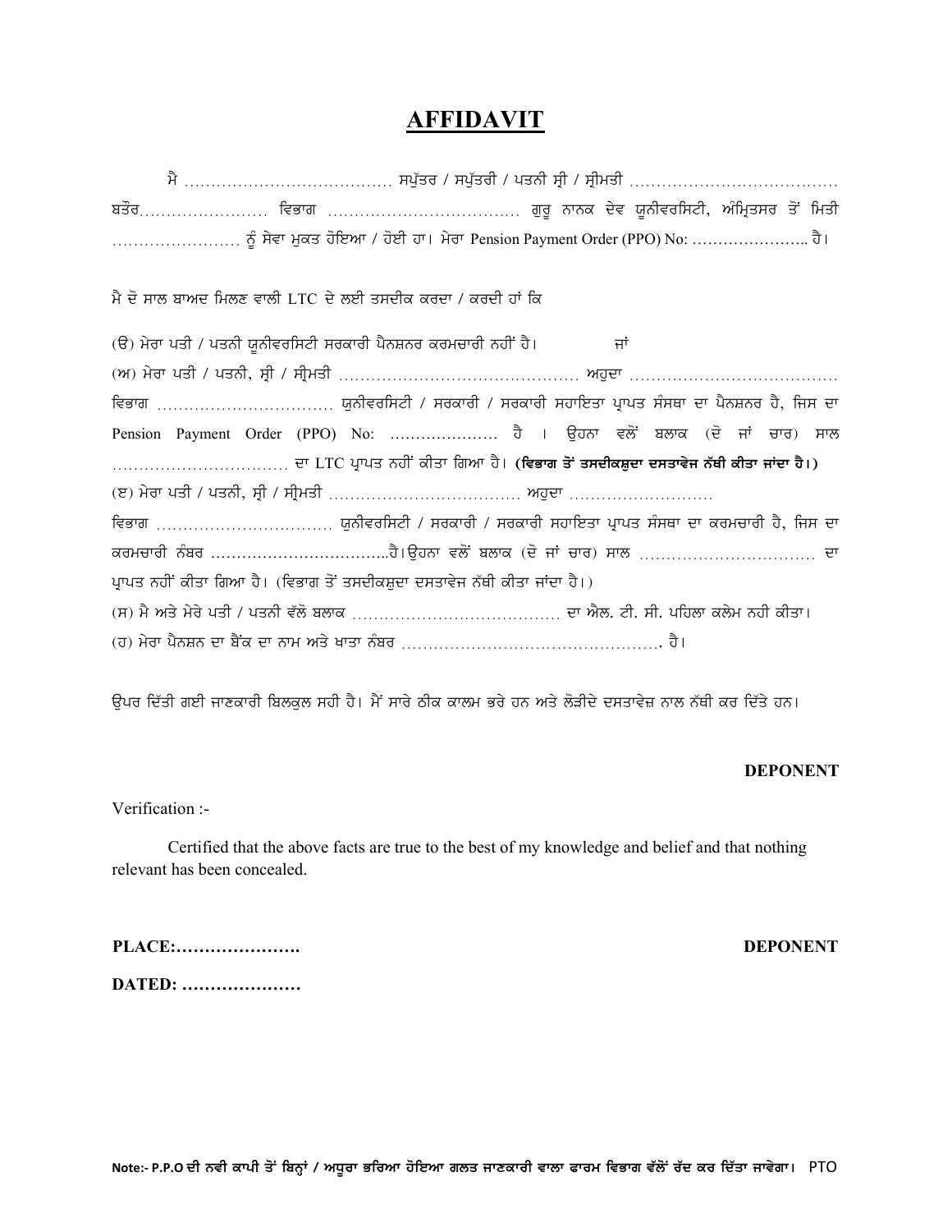# AFFIDAVIT

ਮੈ ………………………………… ਸਪੁੱਤਰ / ਸਪੁੱਤਰੀ / ਪਤਨੀ ਸ੍ਰੀ / ਸ੍ਰੀਮਤੀ ………………………………… ਬਤੌਰ…………………… ਵਿਭਾਗ ……………………………… ਗੁਰੂ ਨਾਨਕ ਦੇਵ ਯੂਨੀਵਰਸਿਟੀ, ਅੰਮ੍ਰਿਤਸਰ ਤੋਂ ਮਿਤੀ …………………… ਨੂੰ ਸੇਵਾ ਮੁਕਤ ਹੋਇਆ / ਹੋਈ ਹਾ। ਮੇਰਾ Pension Payment Order (PPO) No: ………………….. ਹੈ।

ਮੈ ਦੋ ਸਾਲ ਬਾਅਦ ਮਿਲਣ ਵਾਲੀ LTC ਦੇ ਲਈ ਤਸਦੀਕ ਕਰਦਾ / ਕਰਦੀ ਹਾਂ ਕਿ

(ੳ) ਮੇਰਾ ਪਤੀ / ਪਤਨੀ ਯੂਨੀਵਰਸਿਟੀ ਸਰਕਾਰੀ ਪੈਨਸ਼ਨਰ ਕਰਮਚਾਰੀ ਨਹੀਂ ਹੈ।     ਜਾਂ

(ਅ) ਮੇਰਾ ਪਤੀ / ਪਤਨੀ, ਸ੍ਰੀ / ਸ੍ਰੀਮਤੀ ……………………………………… ਅਹੁਦਾ ………………………………… ਵਿਭਾਗ …………………………… ਯੂਨੀਵਰਸਿਟੀ / ਸਰਕਾਰੀ / ਸਰਕਾਰੀ ਸਹਾਇਤਾ ਪ੍ਰਾਪਤ ਸੰਸਥਾ ਦਾ ਪੈਨਸ਼ਨਰ ਹੈ, ਜਿਸ ਦਾ Pension Payment Order (PPO) No: ………………… ਹੈ । ਉਹਨਾ ਵਲੋਂ ਬਲਾਕ (ਦੋ ਜਾਂ ਚਾਰ) ਸਾਲ …………………………… ਦਾ LTC ਪ੍ਰਾਪਤ ਨਹੀਂ ਕੀਤਾ ਗਿਆ ਹੈ। **(ਵਿਭਾਗ ਤੋਂ ਤਸਦੀਕਸ਼ੁਦਾ ਦਸਤਾਵੇਜ ਨੱਥੀ ਕੀਤਾ ਜਾਂਦਾ ਹੈ।)**

(ੲ) ਮੇਰਾ ਪਤੀ / ਪਤਨੀ, ਸ੍ਰੀ / ਸ੍ਰੀਮਤੀ ……………………………… ਅਹੁਦਾ ……………………… ਵਿਭਾਗ …………………………… ਯੂਨੀਵਰਸਿਟੀ / ਸਰਕਾਰੀ / ਸਰਕਾਰੀ ਸਹਾਇਤਾ ਪ੍ਰਾਪਤ ਸੰਸਥਾ ਦਾ ਕਰਮਚਾਰੀ ਹੈ, ਜਿਸ ਦਾ ਕਰਮਚਾਰੀ ਨੰਬਰ ……………………………..ਹੈ।ਉਹਨਾ ਵਲੋਂ ਬਲਾਕ (ਦੋ ਜਾਂ ਚਾਰ) ਸਾਲ …………………………… ਦਾ ਪ੍ਰਾਪਤ ਨਹੀਂ ਕੀਤਾ ਗਿਆ ਹੈ। (ਵਿਭਾਗ ਤੋਂ ਤਸਦੀਕਸ਼ੁਦਾ ਦਸਤਾਵੇਜ ਨੱਥੀ ਕੀਤਾ ਜਾਂਦਾ ਹੈ।)

(ਸ) ਮੈ ਅਤੇ ਮੇਰੇ ਪਤੀ / ਪਤਨੀ ਵੱਲੋ ਬਲਾਕ ………………………………… ਦਾ ਐਲ. ਟੀ. ਸੀ. ਪਹਿਲਾ ਕਲੇਮ ਨਹੀ ਕੀਤਾ।

(ਹ) ਮੇਰਾ ਪੈਨਸ਼ਨ ਦਾ ਬੈਂਕ ਦਾ ਨਾਮ ਅਤੇ ਖਾਤਾ ਨੰਬਰ …………………………………………. ਹੈ।

ਉਪਰ ਦਿੱਤੀ ਗਈ ਜਾਣਕਾਰੀ ਬਿਲਕੁਲ ਸਹੀ ਹੈ। ਮੈਂ ਸਾਰੇ ਠੀਕ ਕਾਲਮ ਭਰੇ ਹਨ ਅਤੇ ਲੋੜੀਦੇ ਦਸਤਾਵੇਜ਼ ਨਾਲ ਨੱਥੀ ਕਰ ਦਿੱਤੇ ਹਨ।

**DEPONENT**

Verification :-

Certified that the above facts are true to the best of my knowledge and belief and that nothing relevant has been concealed.

**PLACE:………………….**

**DEPONENT**

**DATED: …………………**

**Note:- P.P.O ਦੀ ਨਵੀ ਕਾਪੀ ਤੋਂ ਬਿਨ੍ਹਾਂ / ਅਧੂਰਾ ਭਰਿਆ ਹੋਇਆ ਗਲਤ ਜਾਣਕਾਰੀ ਵਾਲਾ ਫਾਰਮ ਵਿਭਾਗ ਵੱਲੋਂ ਰੱਦ ਕਰ ਦਿੱਤਾ ਜਾਵੇਗਾ।** PTO